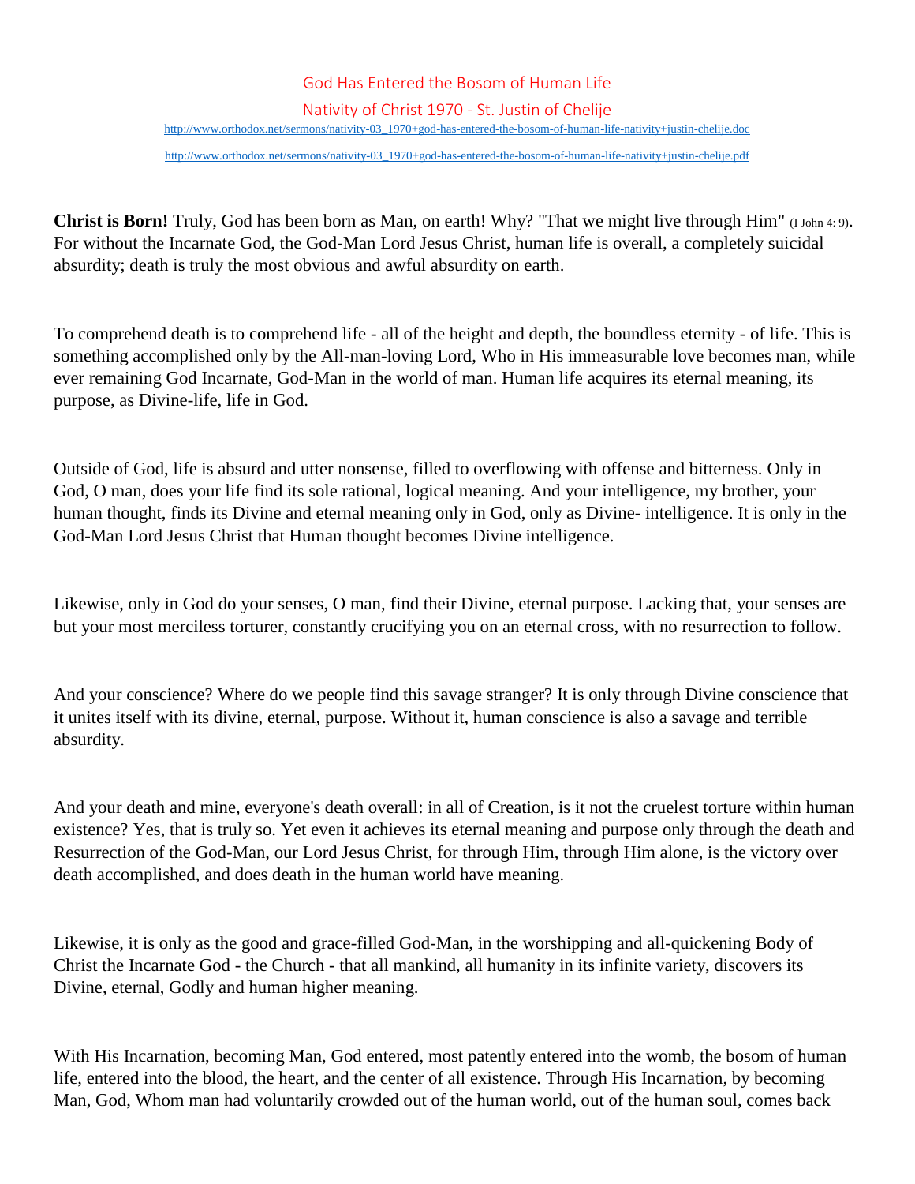# God Has Entered the Bosom of Human Life

## Nativity of Christ 1970 - St. Justin of Chelije

http://www.orthodox.net/sermons/nativity-03_1970+god-has-entered-the-bosom-of-human-life-nativity+justin-chelije.doc

http://www.orthodox.net/sermons/nativity-03_1970+god-has-entered-the-bosom-of-human-life-nativity+justin-chelije.pdf

**Christ is Born!** Truly, God has been born as Man, on earth! Why? "That we might live through Him" (I John 4: 9). For without the Incarnate God, the God-Man Lord Jesus Christ, human life is overall, a completely suicidal absurdity; death is truly the most obvious and awful absurdity on earth.

To comprehend death is to comprehend life - all of the height and depth, the boundless eternity - of life. This is something accomplished only by the All-man-loving Lord, Who in His immeasurable love becomes man, while ever remaining God Incarnate, God-Man in the world of man. Human life acquires its eternal meaning, its purpose, as Divine-life, life in God.

Outside of God, life is absurd and utter nonsense, filled to overflowing with offense and bitterness. Only in God, O man, does your life find its sole rational, logical meaning. And your intelligence, my brother, your human thought, finds its Divine and eternal meaning only in God, only as Divine- intelligence. It is only in the God-Man Lord Jesus Christ that Human thought becomes Divine intelligence.

Likewise, only in God do your senses, O man, find their Divine, eternal purpose. Lacking that, your senses are but your most merciless torturer, constantly crucifying you on an eternal cross, with no resurrection to follow.

And your conscience? Where do we people find this savage stranger? It is only through Divine conscience that it unites itself with its divine, eternal, purpose. Without it, human conscience is also a savage and terrible absurdity.

And your death and mine, everyone's death overall: in all of Creation, is it not the cruelest torture within human existence? Yes, that is truly so. Yet even it achieves its eternal meaning and purpose only through the death and Resurrection of the God-Man, our Lord Jesus Christ, for through Him, through Him alone, is the victory over death accomplished, and does death in the human world have meaning.

Likewise, it is only as the good and grace-filled God-Man, in the worshipping and all-quickening Body of Christ the Incarnate God - the Church - that all mankind, all humanity in its infinite variety, discovers its Divine, eternal, Godly and human higher meaning.

With His Incarnation, becoming Man, God entered, most patently entered into the womb, the bosom of human life, entered into the blood, the heart, and the center of all existence. Through His Incarnation, by becoming Man, God, Whom man had voluntarily crowded out of the human world, out of the human soul, comes back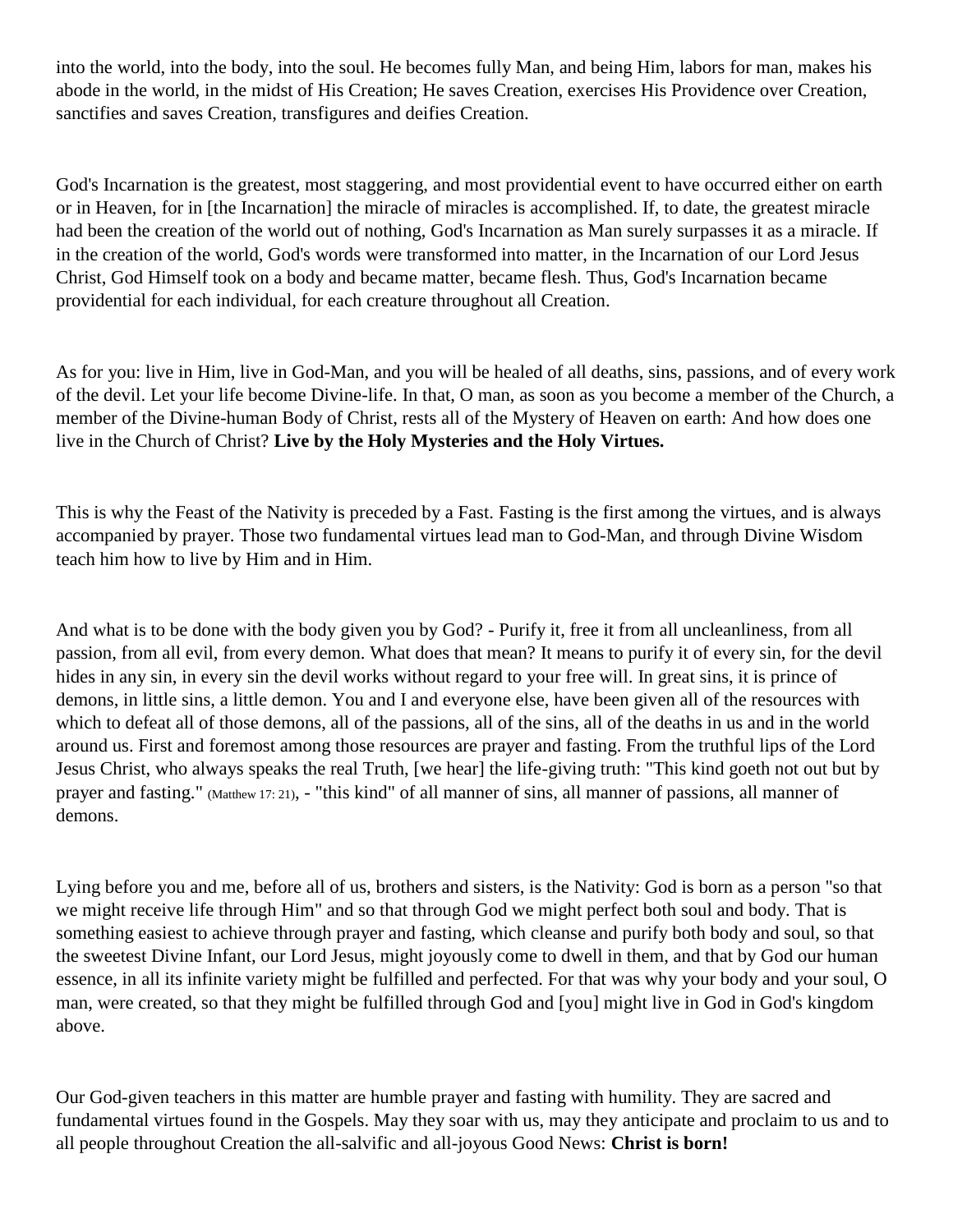into the world, into the body, into the soul. He becomes fully Man, and being Him, labors for man, makes his abode in the world, in the midst of His Creation; He saves Creation, exercises His Providence over Creation, sanctifies and saves Creation, transfigures and deifies Creation.

God's Incarnation is the greatest, most staggering, and most providential event to have occurred either on earth or in Heaven, for in [the Incarnation] the miracle of miracles is accomplished. If, to date, the greatest miracle had been the creation of the world out of nothing, God's Incarnation as Man surely surpasses it as a miracle. If in the creation of the world, God's words were transformed into matter, in the Incarnation of our Lord Jesus Christ, God Himself took on a body and became matter, became flesh. Thus, God's Incarnation became providential for each individual, for each creature throughout all Creation.

As for you: live in Him, live in God-Man, and you will be healed of all deaths, sins, passions, and of every work of the devil. Let your life become Divine-life. In that, O man, as soon as you become a member of the Church, a member of the Divine-human Body of Christ, rests all of the Mystery of Heaven on earth: And how does one live in the Church of Christ? **Live by the Holy Mysteries and the Holy Virtues.**

This is why the Feast of the Nativity is preceded by a Fast. Fasting is the first among the virtues, and is always accompanied by prayer. Those two fundamental virtues lead man to God-Man, and through Divine Wisdom teach him how to live by Him and in Him.

And what is to be done with the body given you by God? - Purify it, free it from all uncleanliness, from all passion, from all evil, from every demon. What does that mean? It means to purify it of every sin, for the devil hides in any sin, in every sin the devil works without regard to your free will. In great sins, it is prince of demons, in little sins, a little demon. You and I and everyone else, have been given all of the resources with which to defeat all of those demons, all of the passions, all of the sins, all of the deaths in us and in the world around us. First and foremost among those resources are prayer and fasting. From the truthful lips of the Lord Jesus Christ, who always speaks the real Truth, [we hear] the life-giving truth: "This kind goeth not out but by prayer and fasting." (Matthew 17: 21), - "this kind" of all manner of sins, all manner of passions, all manner of demons.

Lying before you and me, before all of us, brothers and sisters, is the Nativity: God is born as a person "so that we might receive life through Him" and so that through God we might perfect both soul and body. That is something easiest to achieve through prayer and fasting, which cleanse and purify both body and soul, so that the sweetest Divine Infant, our Lord Jesus, might joyously come to dwell in them, and that by God our human essence, in all its infinite variety might be fulfilled and perfected. For that was why your body and your soul, O man, were created, so that they might be fulfilled through God and [you] might live in God in God's kingdom above.

Our God-given teachers in this matter are humble prayer and fasting with humility. They are sacred and fundamental virtues found in the Gospels. May they soar with us, may they anticipate and proclaim to us and to all people throughout Creation the all-salvific and all-joyous Good News: **Christ is born!**